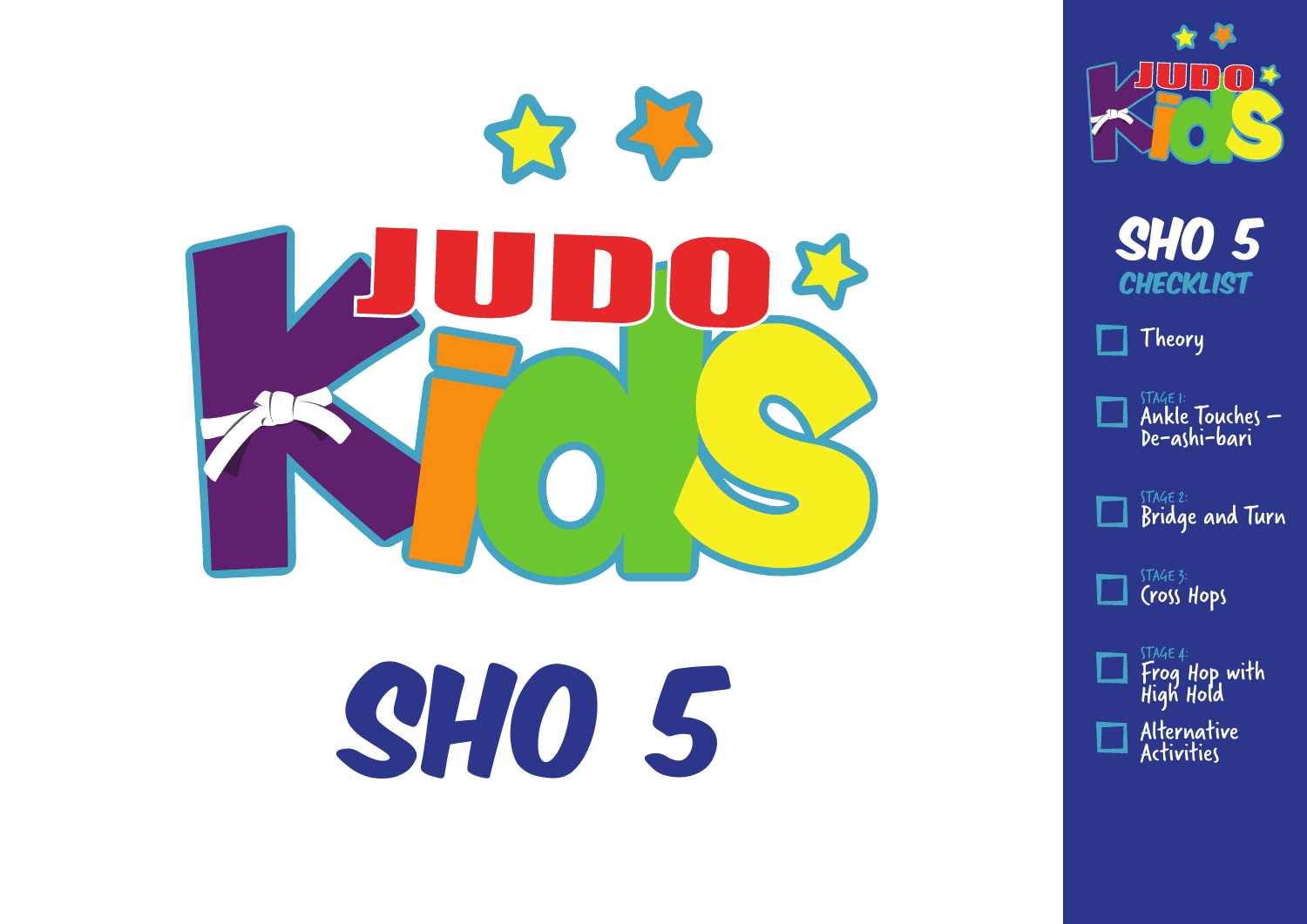# JUDO Kids

# SHO 5

## SHO 5 CHECKLIST

- [ ] Theory
- [ ] STAGE 1: Ankle Touches – De-ashi-bari
- [ ] STAGE 2: Bridge and Turn
- [ ] STAGE 3: Cross Hops
- [ ] STAGE 4: Frog Hop with High Hold
- [ ] Alternative Activities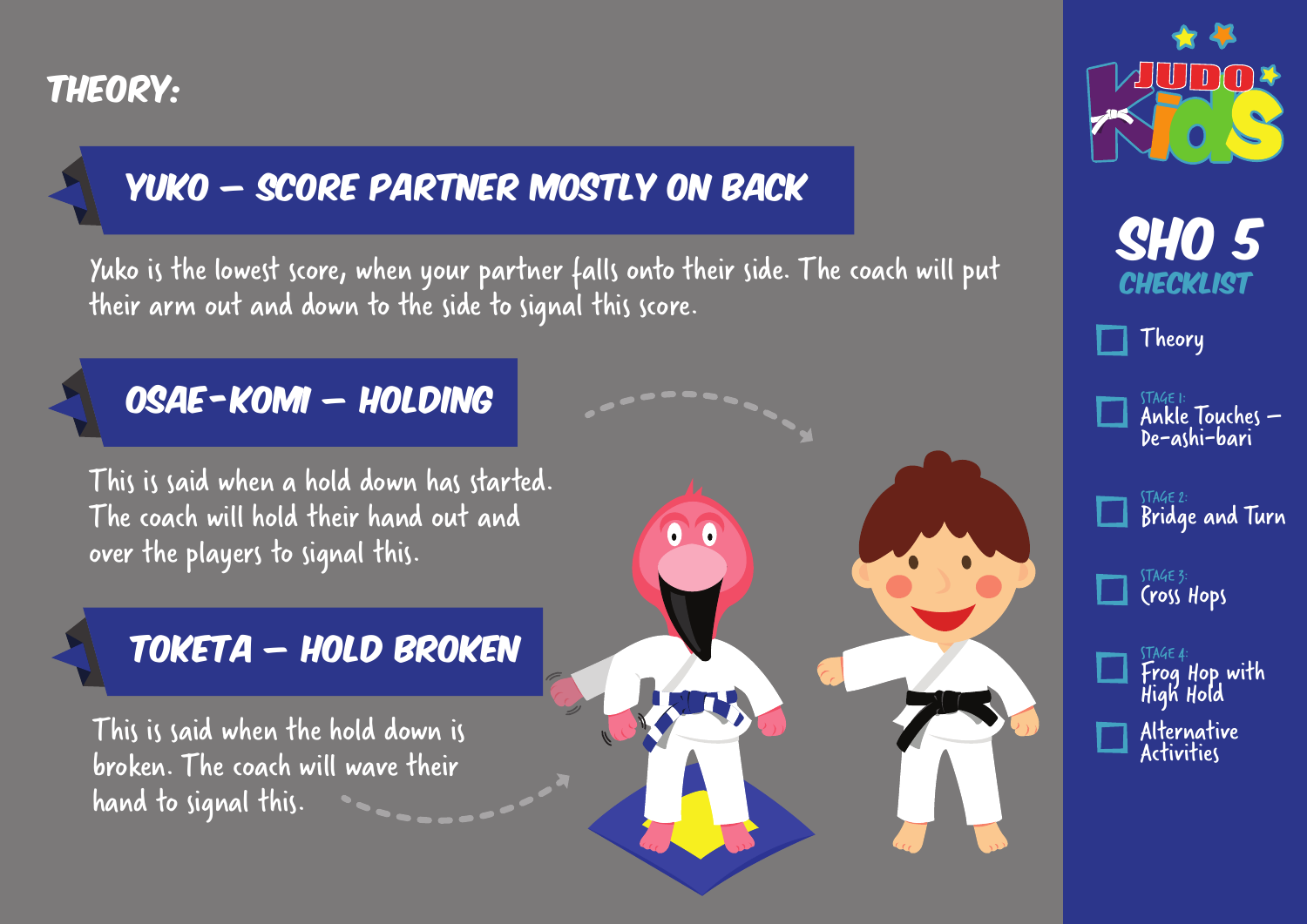# THEORY:

## YUKO – SCORE PARTNER MOSTLY ON BACK

Yuko is the lowest score, when your partner falls onto their side. The coach will put their arm out and down to the side to signal this score.

## OSAE-KOMI – HOLDING

This is said when a hold down has started. The coach will hold their hand out and over the players to signal this.

## TOKETA – HOLD BROKEN

This is said when the hold down is broken. The coach will wave their hand to signal this.

---

JUDO Kids

## SHO 5
### CHECKLIST

- [ ] Theory
- [ ] STAGE 1: Ankle Touches – De-ashi-bari
- [ ] STAGE 2: Bridge and Turn
- [ ] STAGE 3: Cross Hops
- [ ] STAGE 4: Frog Hop with High Hold
- [ ] Alternative Activities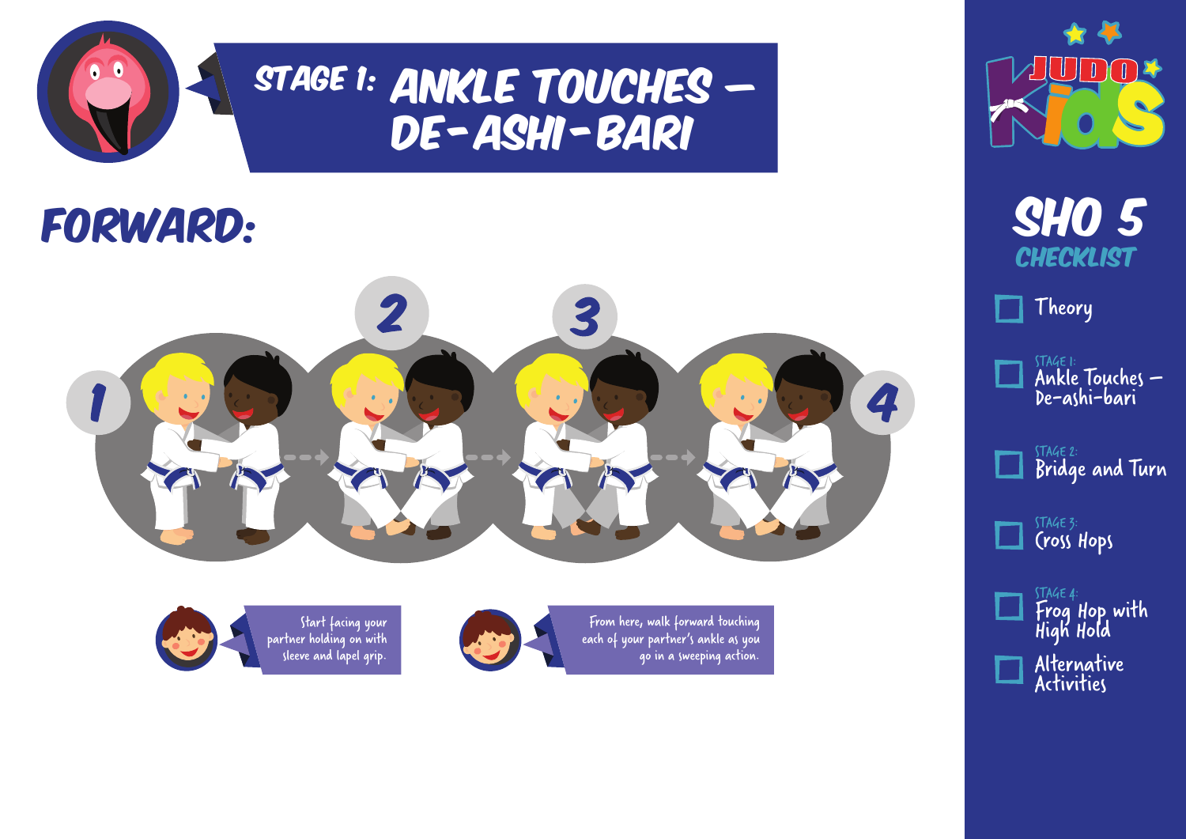# Stage 1: Ankle Touches – De-ashi-bari

## Forward:

1 2 3 4

Start facing your partner holding on with sleeve and lapel grip.

From here, walk forward touching each of your partner's ankle as you go in a sweeping action.

## Sho 5 Checklist

- Theory
- Stage 1: Ankle Touches – De-ashi-bari
- Stage 2: Bridge and Turn
- Stage 3: Cross Hops
- Stage 4: Frog Hop with High Hold
- Alternative Activities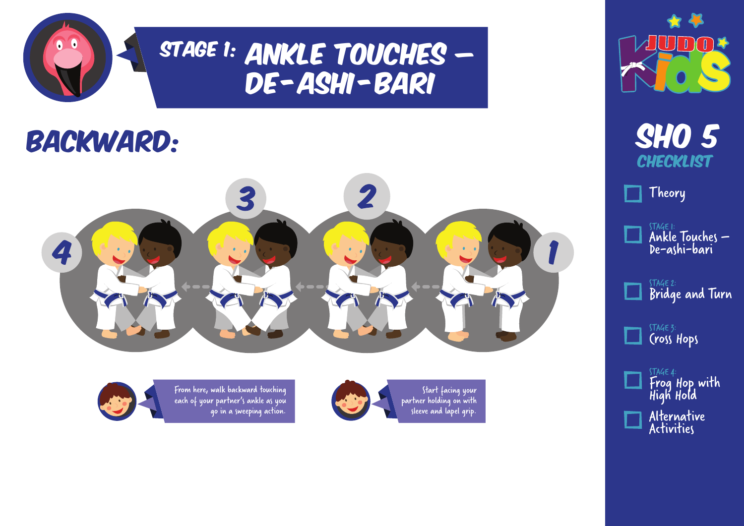# Stage 1: Ankle Touches – De-ashi-bari

## Backward:

4 3 2 1

From here, walk backward touching each of your partner's ankle as you go in a sweeping action.

Start facing your partner holding on with sleeve and lapel grip.

## Sho 5

### Checklist

- Theory
- Stage 1: Ankle Touches – De-ashi-bari
- Stage 2: Bridge and Turn
- Stage 3: Cross Hops
- Stage 4: Frog Hop with High Hold
- Alternative Activities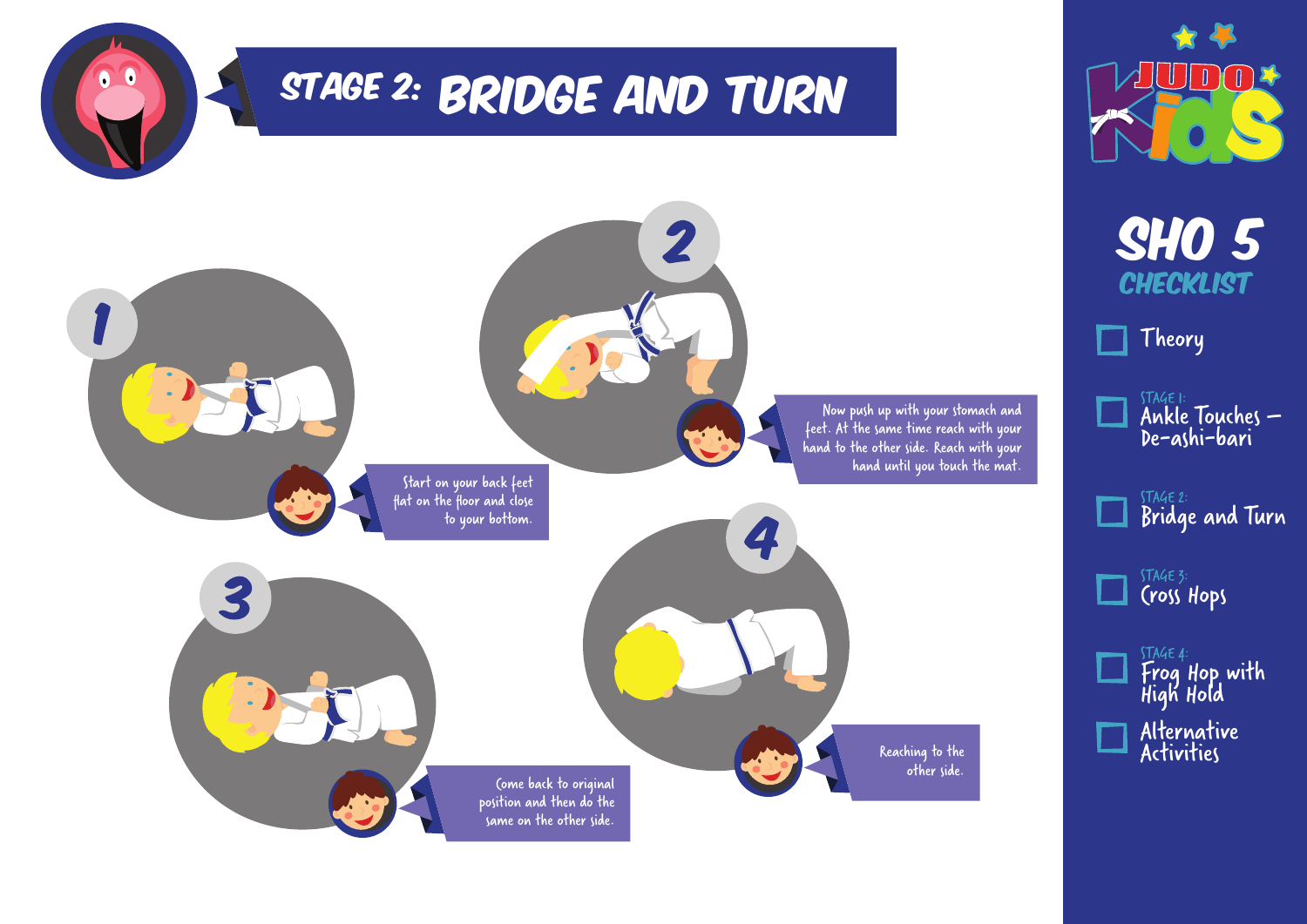# STAGE 2: BRIDGE AND TURN

**1**

Start on your back feet flat on the floor and close to your bottom.

**2**

Now push up with your stomach and feet. At the same time reach with your hand to the other side. Reach with your hand until you touch the mat.

**3**

Come back to original position and then do the same on the other side.

**4**

Reaching to the other side.

JUDO Kids

## SHO 5
### CHECKLIST

- [ ] Theory
- [ ] STAGE 1: Ankle Touches – De-ashi-bari
- [ ] STAGE 2: Bridge and Turn
- [ ] STAGE 3: Cross Hops
- [ ] STAGE 4: Frog Hop with High Hold
- [ ] Alternative Activities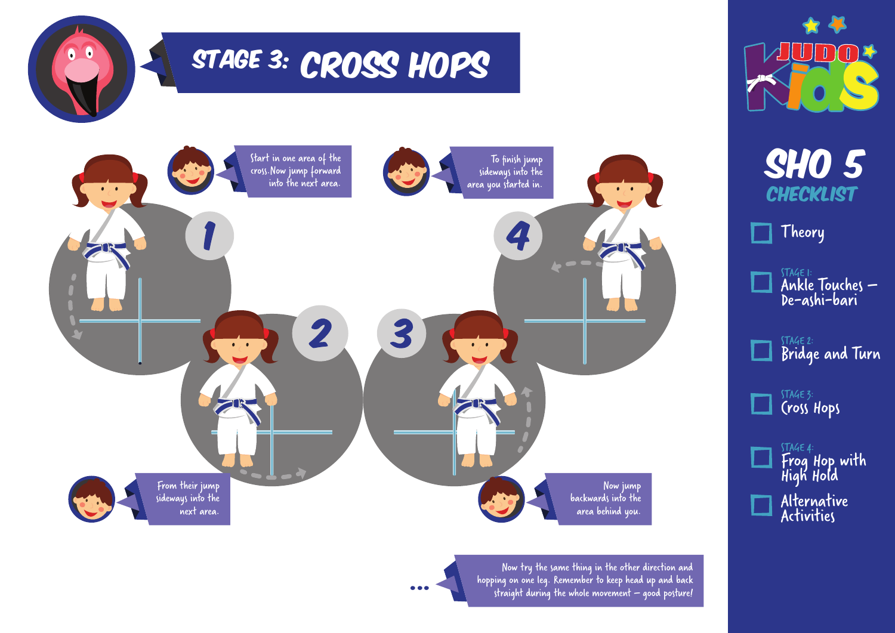# STAGE 3: CROSS HOPS

1. Start in one area of the cross. Now jump forward into the next area.

2. From their jump sideways into the next area.

3. Now jump backwards into the area behind you.

4. To finish jump sideways into the area you started in.

... Now try the same thing in the other direction and hopping on one leg. Remember to keep head up and back straight during the whole movement – good posture!

## JUDO Kids

## SHO 5 CHECKLIST

- Theory
- STAGE 1: Ankle Touches – De-ashi-bari
- STAGE 2: Bridge and Turn
- STAGE 3: Cross Hops
- STAGE 4: Frog Hop with High Hold
- Alternative Activities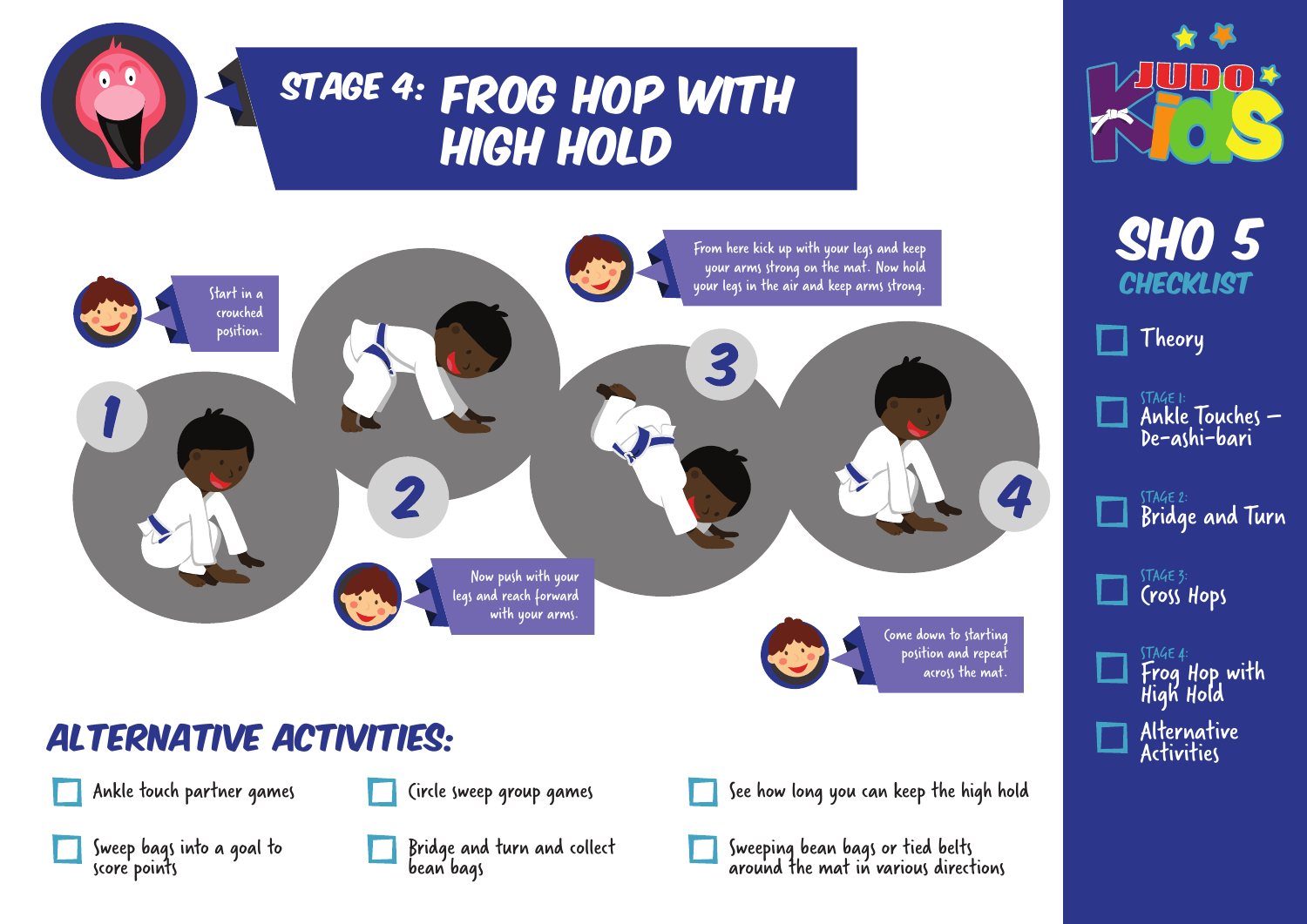# STAGE 4: FROG HOP WITH HIGH HOLD

1. Start in a crouched position.
2. Now push with your legs and reach forward with your arms.
3. From here kick up with your legs and keep your arms strong on the mat. Now hold your legs in the air and keep arms strong.
4. Come down to starting position and repeat across the mat.

## ALTERNATIVE ACTIVITIES:

- Ankle touch partner games
- Sweep bags into a goal to score points
- Circle sweep group games
- Bridge and turn and collect bean bags
- See how long you can keep the high hold
- Sweeping bean bags or tied belts around the mat in various directions

JUDO Kids

## SHO 5

### CHECKLIST

- Theory
- STAGE 1: Ankle Touches – De-ashi-bari
- STAGE 2: Bridge and Turn
- STAGE 3: Cross Hops
- STAGE 4: Frog Hop with High Hold
- Alternative Activities